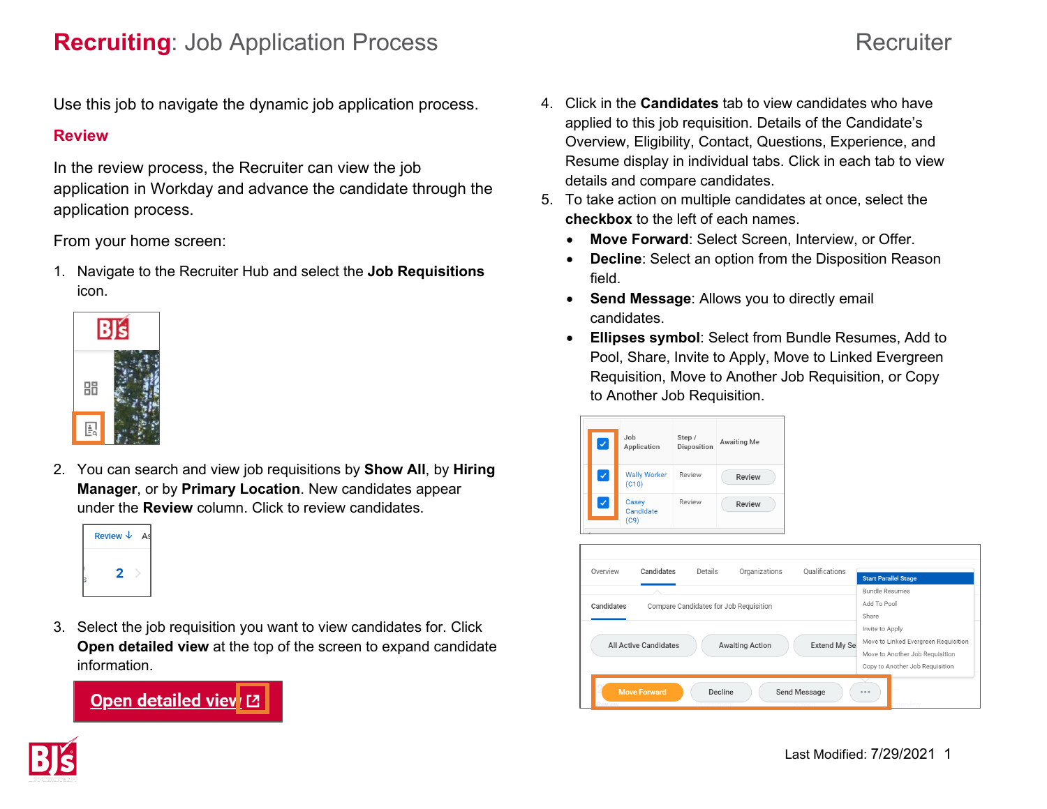# **Recruiting**: Job Application Process

Recruiter

Use this job to navigate the dynamic job application process.

## Review

In the review process, the Recruiter can view the job application in Workday and advance the candidate through the application process.

From your home screen:

1. Navigate to the Recruiter Hub and select the **Job Requisitions** icon.
2. You can search and view job requisitions by **Show All**, by **Hiring Manager**, or by **Primary Location**. New candidates appear under the **Review** column. Click to review candidates.
3. Select the job requisition you want to view candidates for. Click **Open detailed view** at the top of the screen to expand candidate information.
4. Click in the **Candidates** tab to view candidates who have applied to this job requisition. Details of the Candidate's Overview, Eligibility, Contact, Questions, Experience, and Resume display in individual tabs. Click in each tab to view details and compare candidates.
5. To take action on multiple candidates at once, select the **checkbox** to the left of each names.
   - **Move Forward**: Select Screen, Interview, or Offer.
   - **Decline**: Select an option from the Disposition Reason field.
   - **Send Message**: Allows you to directly email candidates.
   - **Ellipses symbol**: Select from Bundle Resumes, Add to Pool, Share, Invite to Apply, Move to Linked Evergreen Requisition, Move to Another Job Requisition, or Copy to Another Job Requisition.

Last Modified: 7/29/2021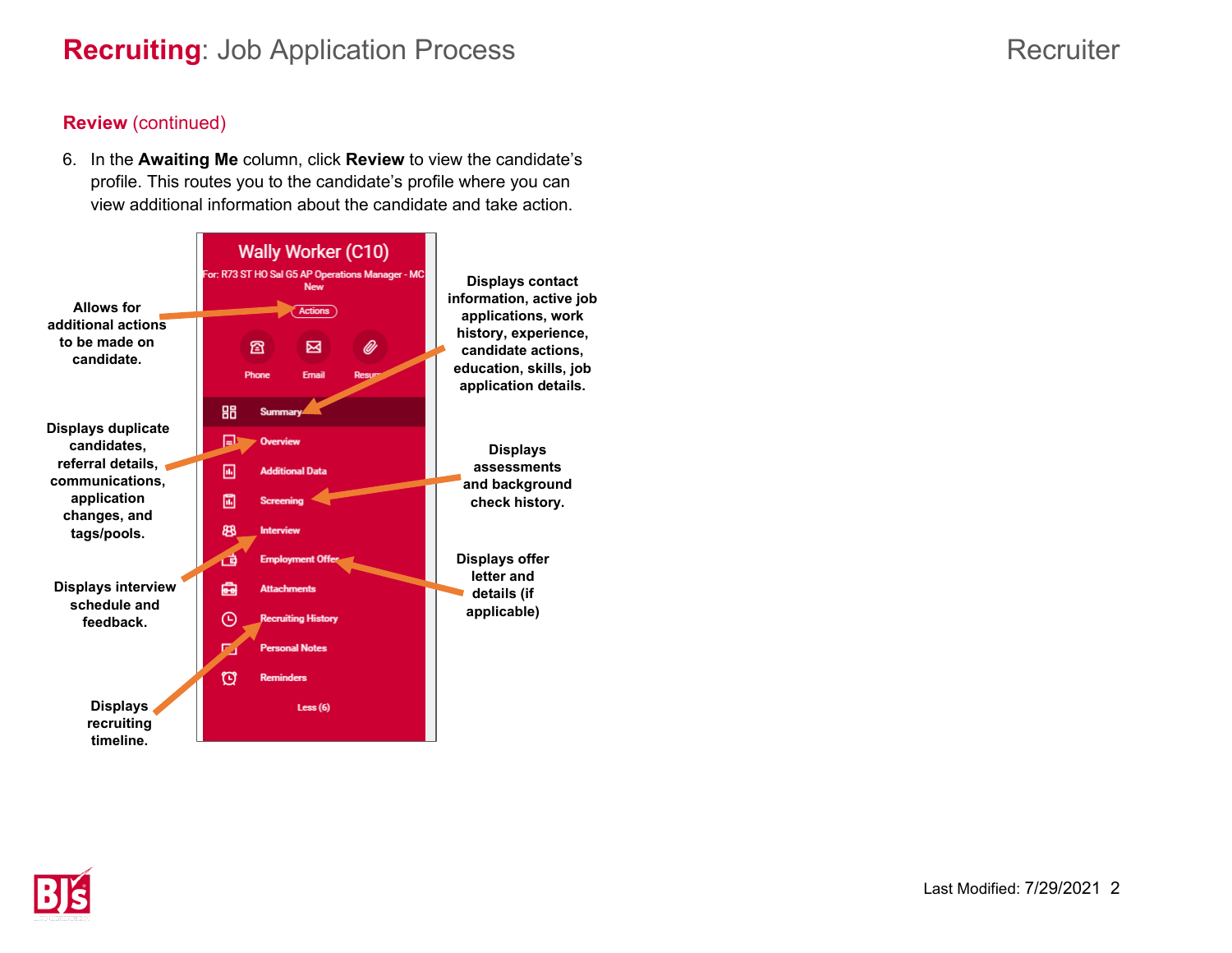## Review (continued)

6. In the **Awaiting Me** column, click **Review** to view the candidate's profile. This routes you to the candidate's profile where you can view additional information about the candidate and take action.

Wally Worker (C10)

For: R73 ST HO Sal G5 AP Operations Manager - MC

New

Actions

Phone | Email | Resume

- Summary
- Overview
- Additional Data
- Screening
- Interview
- Employment Offer
- Attachments
- Recruiting History
- Personal Notes
- Reminders

Less (6)

**Allows for additional actions to be made on candidate.**

**Displays contact information, active job applications, work history, experience, candidate actions, education, skills, job application details.**

**Displays duplicate candidates, referral details, communications, application changes, and tags/pools.**

**Displays assessments and background check history.**

**Displays interview schedule and feedback.**

**Displays offer letter and details (if applicable)**

**Displays recruiting timeline.**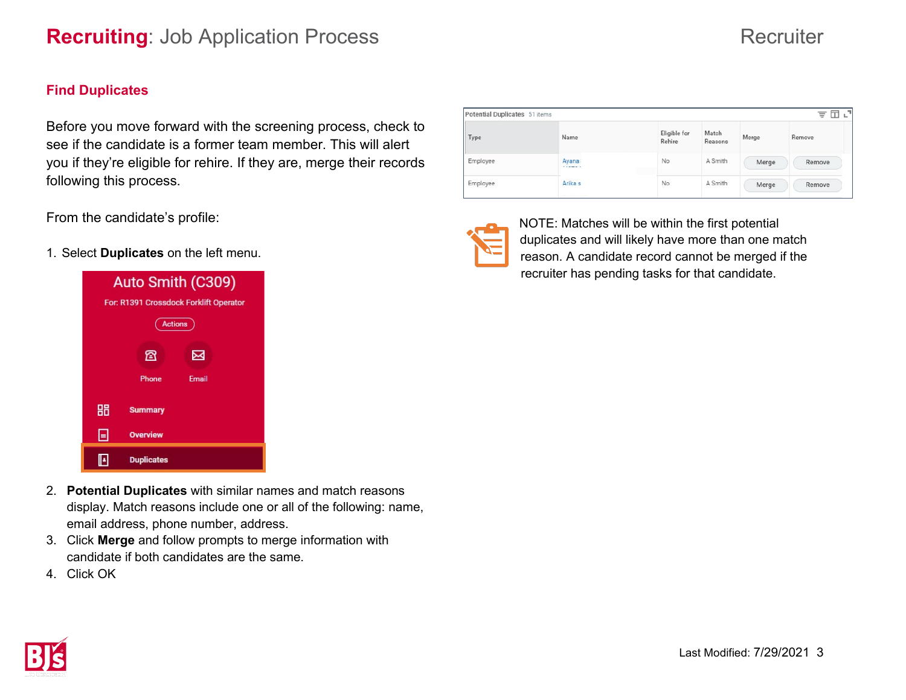# **Recruiting**: Job Application Process

## Find Duplicates

Before you move forward with the screening process, check to see if the candidate is a former team member. This will alert you if they're eligible for rehire. If they are, merge their records following this process.

From the candidate's profile:

1. Select **Duplicates** on the left menu.

2. **Potential Duplicates** with similar names and match reasons display. Match reasons include one or all of the following: name, email address, phone number, address.
3. Click **Merge** and follow prompts to merge information with candidate if both candidates are the same.
4. Click OK

Potential Duplicates 51 items

| Type | Name | Eligible for Rehire | Match Reasons | Merge | Remove |
|---|---|---|---|---|---|
| Employee | Ayana | No | A Smith | Merge | Remove |
| Employee | Arika s | No | A Smith | Merge | Remove |

NOTE: Matches will be within the first potential duplicates and will likely have more than one match reason. A candidate record cannot be merged if the recruiter has pending tasks for that candidate.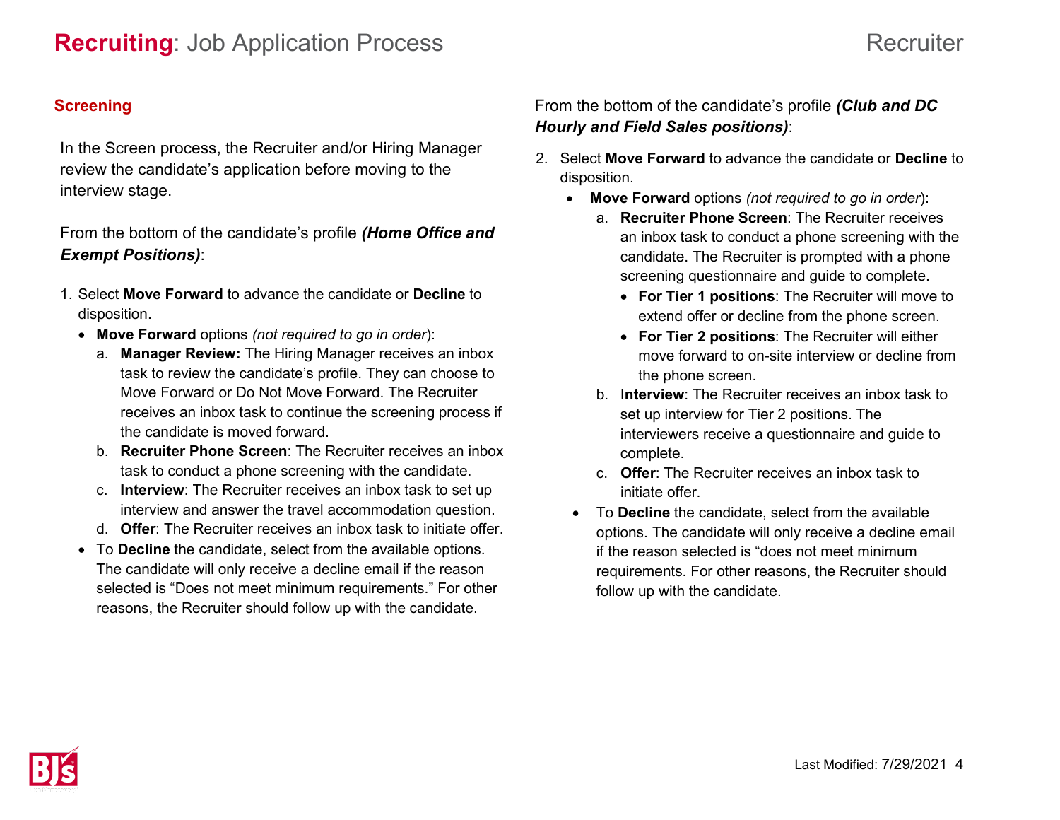## Screening

In the Screen process, the Recruiter and/or Hiring Manager review the candidate's application before moving to the interview stage.

From the bottom of the candidate's profile ***(Home Office and Exempt Positions)***:

1. Select **Move Forward** to advance the candidate or **Decline** to disposition.
   - **Move Forward** options *(not required to go in order)*:
     a. **Manager Review:** The Hiring Manager receives an inbox task to review the candidate's profile. They can choose to Move Forward or Do Not Move Forward. The Recruiter receives an inbox task to continue the screening process if the candidate is moved forward.
     b. **Recruiter Phone Screen**: The Recruiter receives an inbox task to conduct a phone screening with the candidate.
     c. **Interview**: The Recruiter receives an inbox task to set up interview and answer the travel accommodation question.
     d. **Offer**: The Recruiter receives an inbox task to initiate offer.
   - To **Decline** the candidate, select from the available options. The candidate will only receive a decline email if the reason selected is "Does not meet minimum requirements." For other reasons, the Recruiter should follow up with the candidate.

From the bottom of the candidate's profile ***(Club and DC Hourly and Field Sales positions)***:

2. Select **Move Forward** to advance the candidate or **Decline** to disposition.
   - **Move Forward** options *(not required to go in order)*:
     a. **Recruiter Phone Screen**: The Recruiter receives an inbox task to conduct a phone screening with the candidate. The Recruiter is prompted with a phone screening questionnaire and guide to complete.
        - **For Tier 1 positions**: The Recruiter will move to extend offer or decline from the phone screen.
        - **For Tier 2 positions**: The Recruiter will either move forward to on-site interview or decline from the phone screen.
     b. **Interview**: The Recruiter receives an inbox task to set up interview for Tier 2 positions. The interviewers receive a questionnaire and guide to complete.
     c. **Offer**: The Recruiter receives an inbox task to initiate offer.
   - To **Decline** the candidate, select from the available options. The candidate will only receive a decline email if the reason selected is "does not meet minimum requirements. For other reasons, the Recruiter should follow up with the candidate.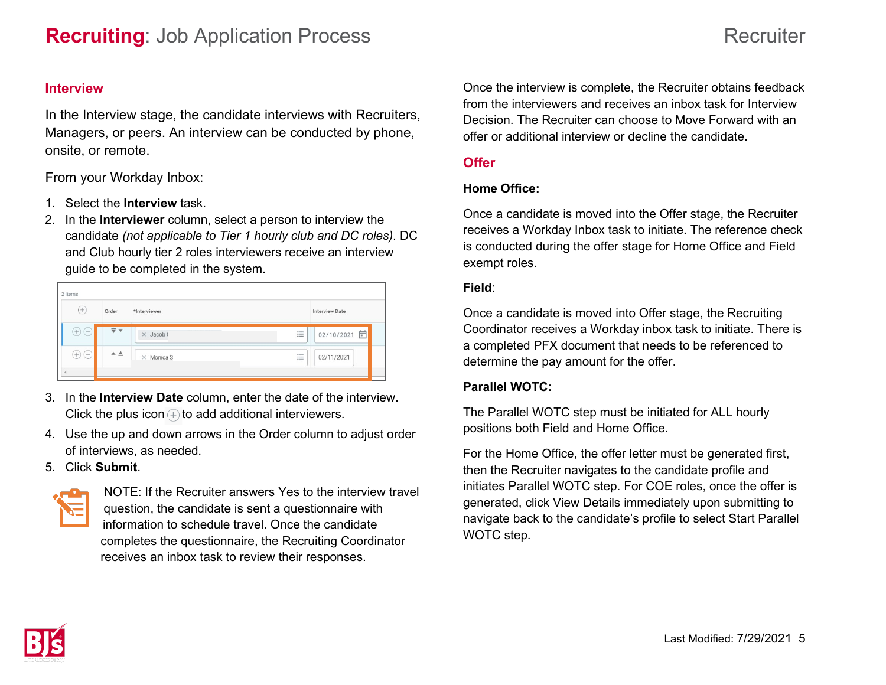## Interview

In the Interview stage, the candidate interviews with Recruiters, Managers, or peers. An interview can be conducted by phone, onsite, or remote.

From your Workday Inbox:

1. Select the **Interview** task.
2. In the **Interviewer** column, select a person to interview the candidate *(not applicable to Tier 1 hourly club and DC roles)*. DC and Club hourly tier 2 roles interviewers receive an interview guide to be completed in the system.
3. In the **Interview Date** column, enter the date of the interview. Click the plus icon to add additional interviewers.
4. Use the up and down arrows in the Order column to adjust order of interviews, as needed.
5. Click **Submit**.

NOTE: If the Recruiter answers Yes to the interview travel question, the candidate is sent a questionnaire with information to schedule travel. Once the candidate completes the questionnaire, the Recruiting Coordinator receives an inbox task to review their responses.

Once the interview is complete, the Recruiter obtains feedback from the interviewers and receives an inbox task for Interview Decision. The Recruiter can choose to Move Forward with an offer or additional interview or decline the candidate.

## Offer

**Home Office:**

Once a candidate is moved into the Offer stage, the Recruiter receives a Workday Inbox task to initiate. The reference check is conducted during the offer stage for Home Office and Field exempt roles.

**Field**:

Once a candidate is moved into Offer stage, the Recruiting Coordinator receives a Workday inbox task to initiate. There is a completed PFX document that needs to be referenced to determine the pay amount for the offer.

**Parallel WOTC:**

The Parallel WOTC step must be initiated for ALL hourly positions both Field and Home Office.

For the Home Office, the offer letter must be generated first, then the Recruiter navigates to the candidate profile and initiates Parallel WOTC step. For COE roles, once the offer is generated, click View Details immediately upon submitting to navigate back to the candidate's profile to select Start Parallel WOTC step.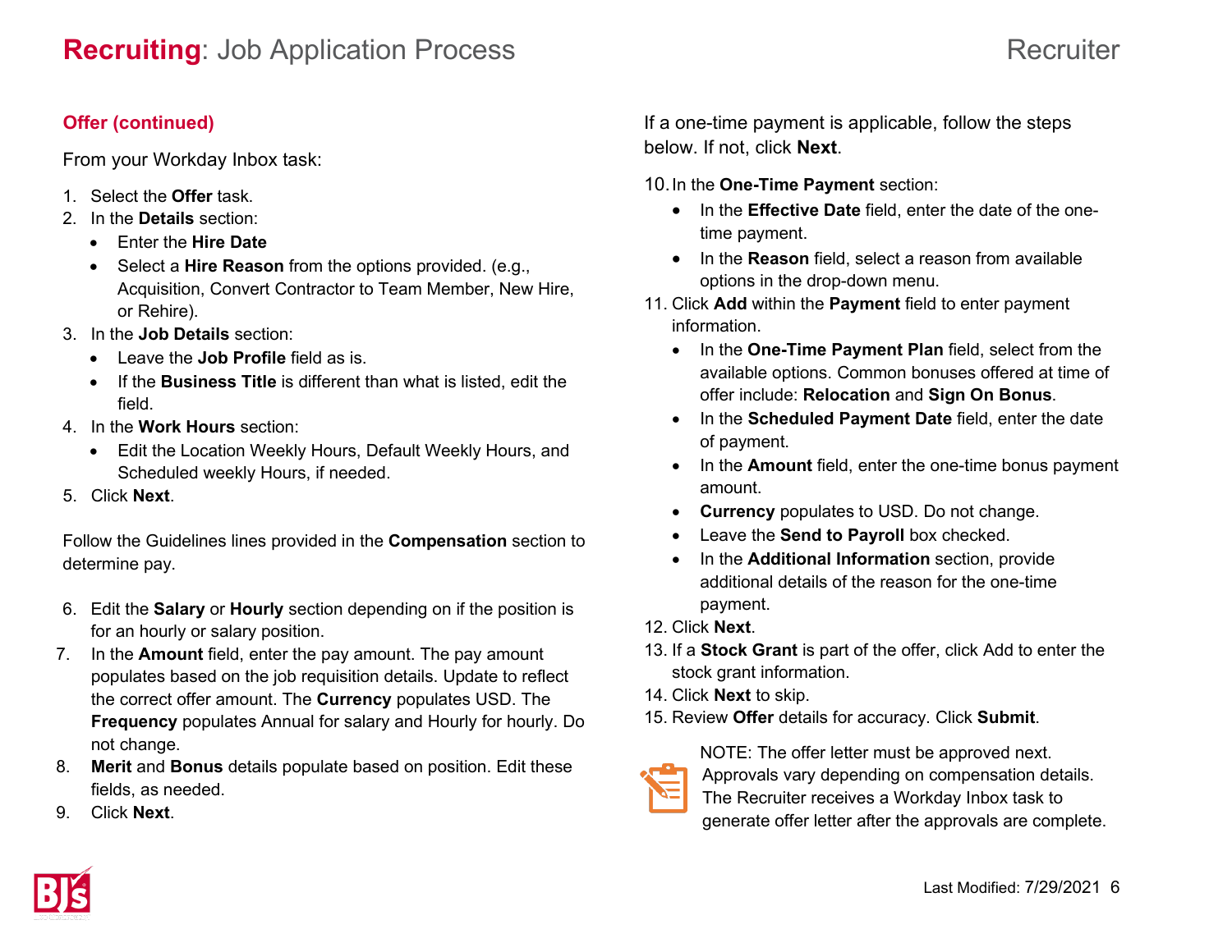## Offer (continued)

From your Workday Inbox task:

1. Select the **Offer** task.
2. In the **Details** section:
   - Enter the **Hire Date**
   - Select a **Hire Reason** from the options provided. (e.g., Acquisition, Convert Contractor to Team Member, New Hire, or Rehire).
3. In the **Job Details** section:
   - Leave the **Job Profile** field as is.
   - If the **Business Title** is different than what is listed, edit the field.
4. In the **Work Hours** section:
   - Edit the Location Weekly Hours, Default Weekly Hours, and Scheduled weekly Hours, if needed.
5. Click **Next**.

Follow the Guidelines lines provided in the **Compensation** section to determine pay.

6. Edit the **Salary** or **Hourly** section depending on if the position is for an hourly or salary position.
7. In the **Amount** field, enter the pay amount. The pay amount populates based on the job requisition details. Update to reflect the correct offer amount. The **Currency** populates USD. The **Frequency** populates Annual for salary and Hourly for hourly. Do not change.
8. **Merit** and **Bonus** details populate based on position. Edit these fields, as needed.
9. Click **Next**.

If a one-time payment is applicable, follow the steps below. If not, click **Next**.

10. In the **One-Time Payment** section:
    - In the **Effective Date** field, enter the date of the one-time payment.
    - In the **Reason** field, select a reason from available options in the drop-down menu.
11. Click **Add** within the **Payment** field to enter payment information.
    - In the **One-Time Payment Plan** field, select from the available options. Common bonuses offered at time of offer include: **Relocation** and **Sign On Bonus**.
    - In the **Scheduled Payment Date** field, enter the date of payment.
    - In the **Amount** field, enter the one-time bonus payment amount.
    - **Currency** populates to USD. Do not change.
    - Leave the **Send to Payroll** box checked.
    - In the **Additional Information** section, provide additional details of the reason for the one-time payment.
12. Click **Next**.
13. If a **Stock Grant** is part of the offer, click Add to enter the stock grant information.
14. Click **Next** to skip.
15. Review **Offer** details for accuracy. Click **Submit**.

NOTE: The offer letter must be approved next. Approvals vary depending on compensation details. The Recruiter receives a Workday Inbox task to generate offer letter after the approvals are complete.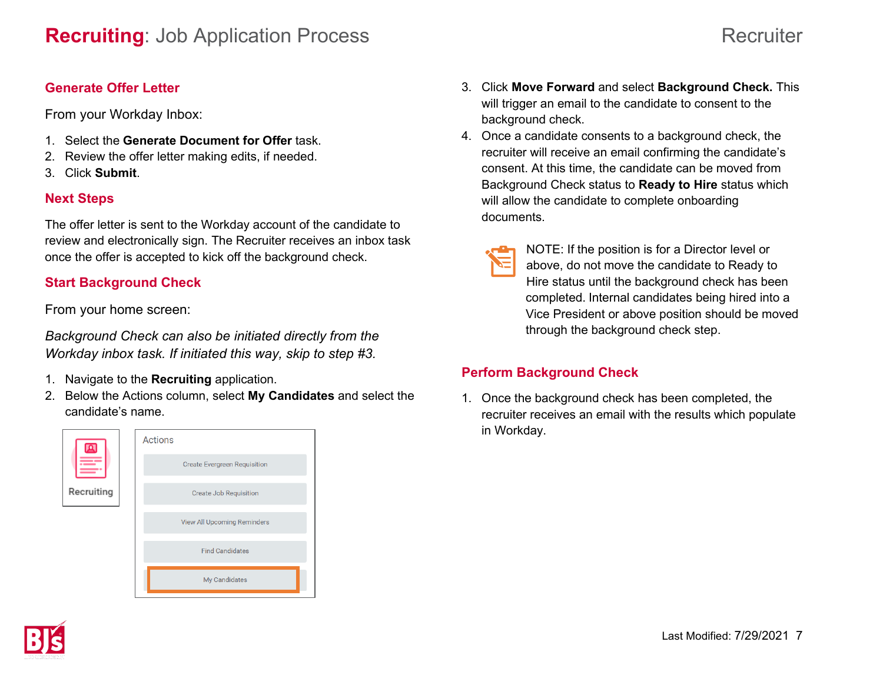# **Recruiting**: Job Application Process

Recruiter

## Generate Offer Letter

From your Workday Inbox:

1. Select the **Generate Document for Offer** task.
2. Review the offer letter making edits, if needed.
3. Click **Submit**.

## Next Steps

The offer letter is sent to the Workday account of the candidate to review and electronically sign. The Recruiter receives an inbox task once the offer is accepted to kick off the background check.

## Start Background Check

From your home screen:

*Background Check can also be initiated directly from the Workday inbox task. If initiated this way, skip to step #3.*

1. Navigate to the **Recruiting** application.
2. Below the Actions column, select **My Candidates** and select the candidate's name.

Recruiting

Actions

- Create Evergreen Requisition
- Create Job Requisition
- View All Upcoming Reminders
- Find Candidates
- My Candidates

3. Click **Move Forward** and select **Background Check.** This will trigger an email to the candidate to consent to the background check.
4. Once a candidate consents to a background check, the recruiter will receive an email confirming the candidate's consent. At this time, the candidate can be moved from Background Check status to **Ready to Hire** status which will allow the candidate to complete onboarding documents.

NOTE: If the position is for a Director level or above, do not move the candidate to Ready to Hire status until the background check has been completed. Internal candidates being hired into a Vice President or above position should be moved through the background check step.

## Perform Background Check

1. Once the background check has been completed, the recruiter receives an email with the results which populate in Workday.

Last Modified: 7/29/2021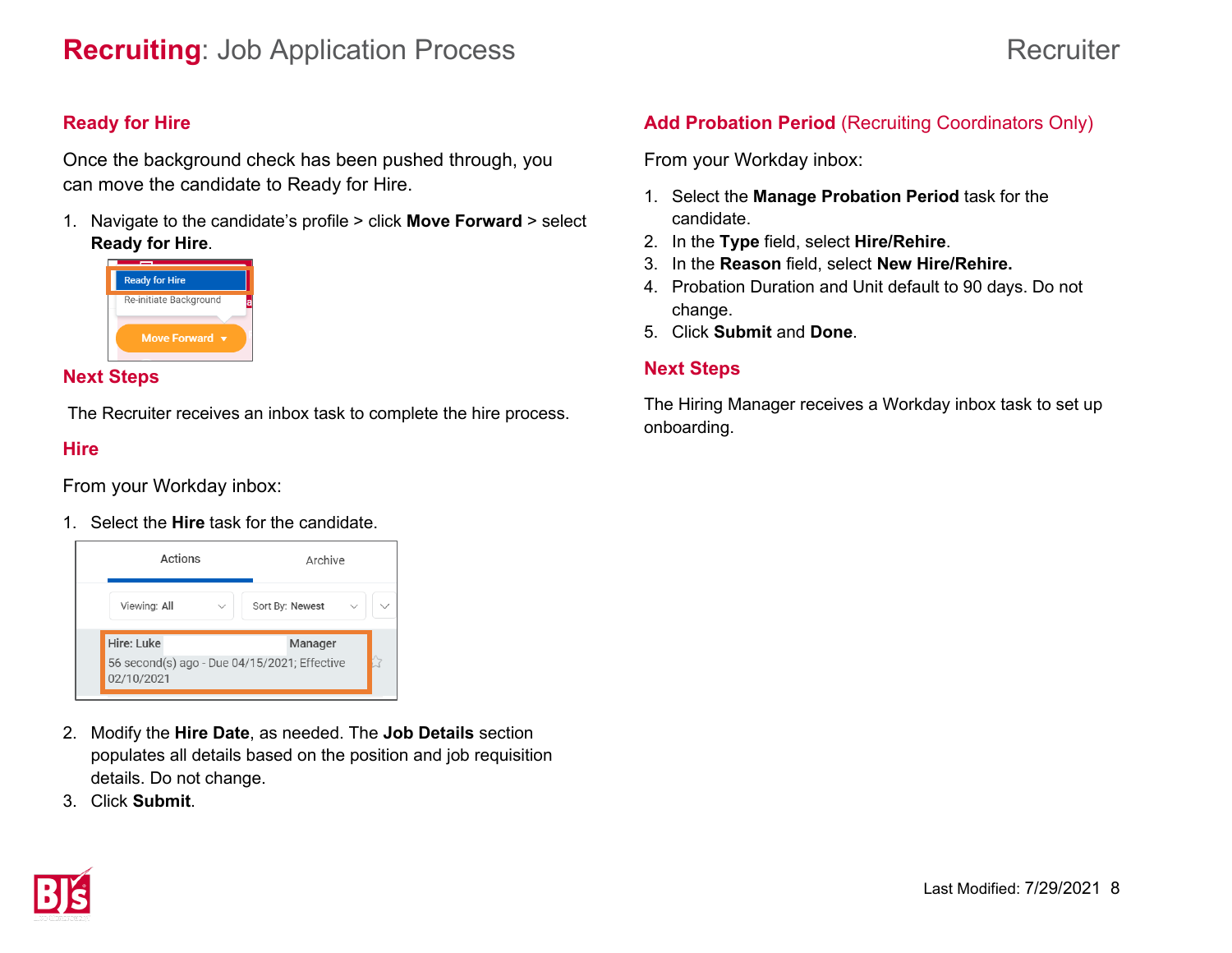# **Recruiting**: Job Application Process

Recruiter

## Ready for Hire

Once the background check has been pushed through, you can move the candidate to Ready for Hire.

1. Navigate to the candidate's profile > click **Move Forward** > select **Ready for Hire**.

## Next Steps

The Recruiter receives an inbox task to complete the hire process.

## Hire

From your Workday inbox:

1. Select the **Hire** task for the candidate.
2. Modify the **Hire Date**, as needed. The **Job Details** section populates all details based on the position and job requisition details. Do not change.
3. Click **Submit**.

## Add Probation Period (Recruiting Coordinators Only)

From your Workday inbox:

1. Select the **Manage Probation Period** task for the candidate.
2. In the **Type** field, select **Hire/Rehire**.
3. In the **Reason** field, select **New Hire/Rehire.**
4. Probation Duration and Unit default to 90 days. Do not change.
5. Click **Submit** and **Done**.

## Next Steps

The Hiring Manager receives a Workday inbox task to set up onboarding.

Last Modified: 7/29/2021